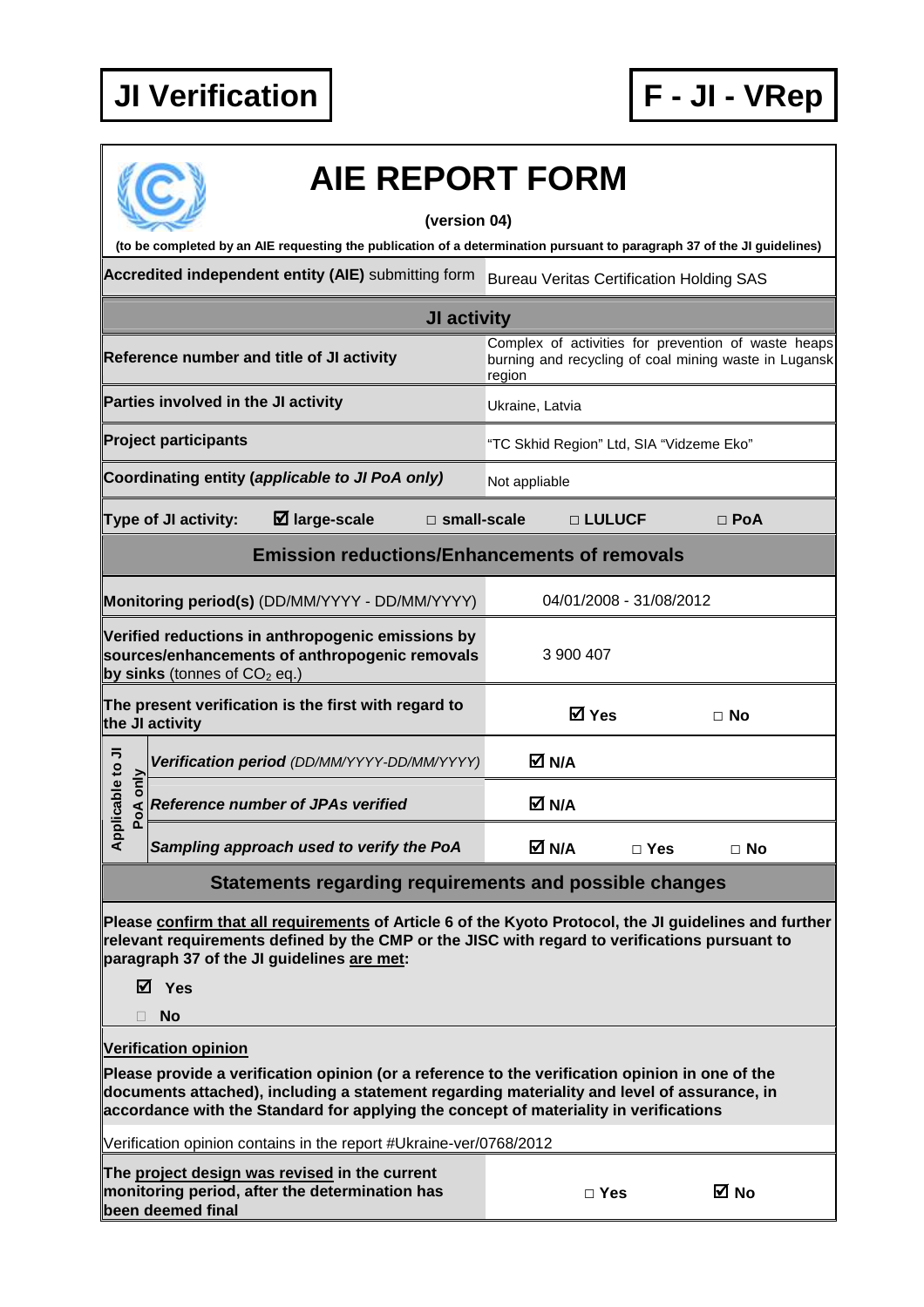**JI Verification** | **F - JI - VRep**

# AIE REPORT FORM

**(version 04)**

**(to be completed by an AIE requesting the publication of a determination pursuant to paragraph 37 of the JI guidelines)**

| | |
|---|---|
| **Accredited independent entity (AIE)** submitting form | Bureau Veritas Certification Holding SAS |

## JI activity

| | |
|---|---|
| **Reference number and title of JI activity** | Complex of activities for prevention of waste heaps burning and recycling of coal mining waste in Lugansk region |
| **Parties involved in the JI activity** | Ukraine, Latvia |
| **Project participants** | "TC Skhid Region" Ltd, SIA "Vidzeme Eko" |
| **Coordinating entity (*applicable to JI PoA only*)** | Not appliable |

**Type of JI activity:** ☑ **large-scale** □ **small-scale** □ **LULUCF** □ **PoA**

## Emission reductions/Enhancements of removals

| | | | |
|---|---|---|---|
| **Monitoring period(s)** (DD/MM/YYYY - DD/MM/YYYY) | 04/01/2008 - 31/08/2012 | | |
| **Verified reductions in anthropogenic emissions by sources/enhancements of anthropogenic removals by sinks** (tonnes of $CO_2$ eq.) | 3 900 407 | | |
| **The present verification is the first with regard to the JI activity** | ☑ **Yes** | □ **No** | |
| **Applicable to JI PoA only:** ***Verification period** (DD/MM/YYYY-DD/MM/YYYY)* | ☑ **N/A** | | |
| **Applicable to JI PoA only:** ***Reference number of JPAs verified*** | ☑ **N/A** | | |
| **Applicable to JI PoA only:** ***Sampling approach used to verify the PoA*** | ☑ **N/A** | □ **Yes** | □ **No** |

## Statements regarding requirements and possible changes

**Please confirm that all requirements of Article 6 of the Kyoto Protocol, the JI guidelines and further relevant requirements defined by the CMP or the JISC with regard to verifications pursuant to paragraph 37 of the JI guidelines are met:**

☑ **Yes**

□ **No**

**Verification opinion**

**Please provide a verification opinion (or a reference to the verification opinion in one of the documents attached), including a statement regarding materiality and level of assurance, in accordance with the Standard for applying the concept of materiality in verifications**

Verification opinion contains in the report #Ukraine-ver/0768/2012

| | | |
|---|---|---|
| **The project design was revised in the current monitoring period, after the determination has been deemed final** | □ **Yes** | ☑ **No** |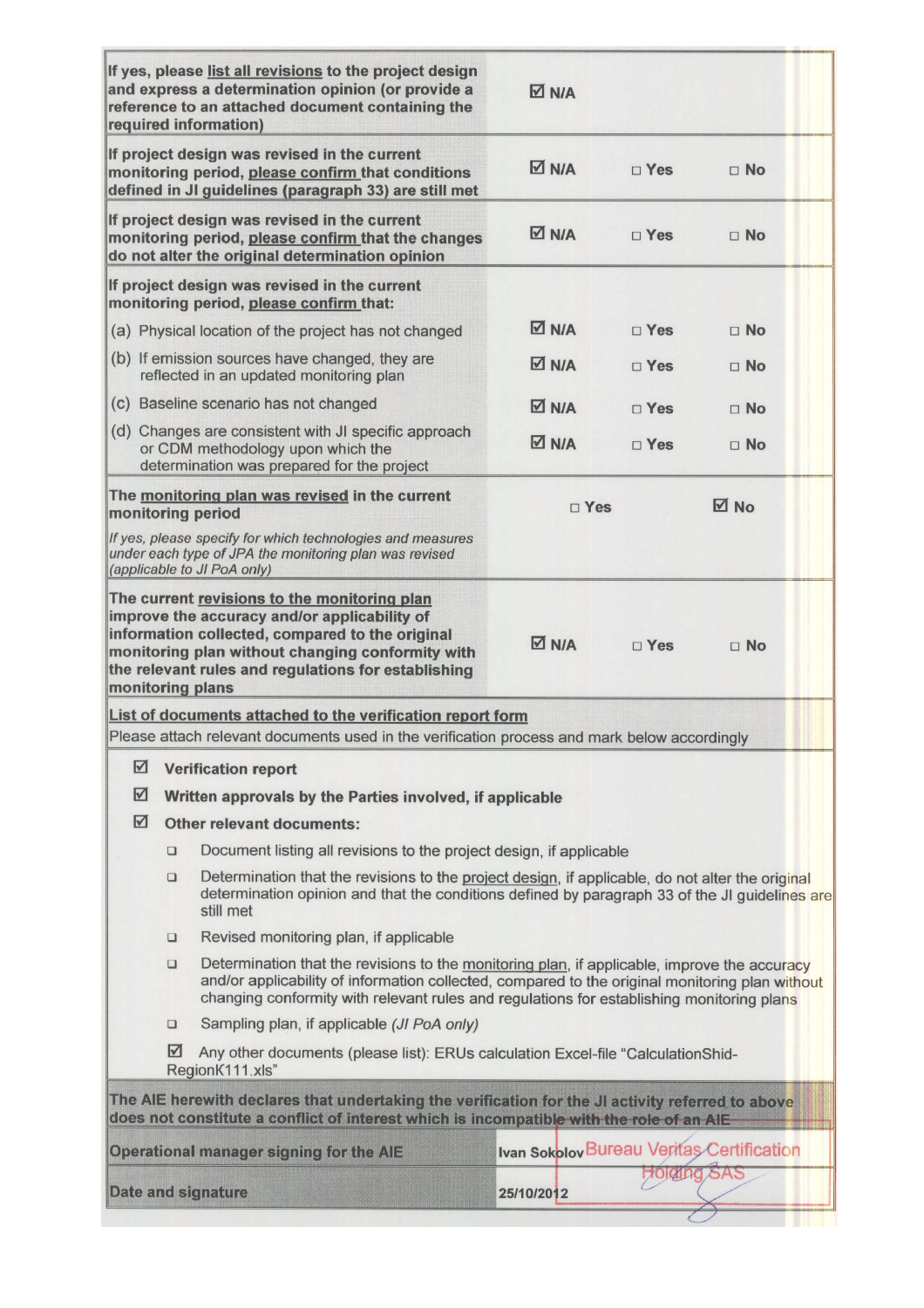| | | | |
|---|---|---|---|
| **If yes, please list all revisions to the project design and express a determination opinion (or provide a reference to an attached document containing the required information)** | ☑ N/A | | |
| **If project design was revised in the current monitoring period, please confirm that conditions defined in JI guidelines (paragraph 33) are still met** | ☑ N/A | □ Yes | □ No |
| **If project design was revised in the current monitoring period, please confirm that the changes do not alter the original determination opinion** | ☑ N/A | □ Yes | □ No |
| **If project design was revised in the current monitoring period, please confirm that:** | | | |
| (a) Physical location of the project has not changed | ☑ N/A | □ Yes | □ No |
| (b) If emission sources have changed, they are reflected in an updated monitoring plan | ☑ N/A | □ Yes | □ No |
| (c) Baseline scenario has not changed | ☑ N/A | □ Yes | □ No |
| (d) Changes are consistent with JI specific approach or CDM methodology upon which the determination was prepared for the project | ☑ N/A | □ Yes | □ No |
| **The monitoring plan was revised in the current monitoring period** *If yes, please specify for which technologies and measures under each type of JPA the monitoring plan was revised (applicable to JI PoA only)* | □ Yes | | ☑ No |
| **The current revisions to the monitoring plan improve the accuracy and/or applicability of information collected, compared to the original monitoring plan without changing conformity with the relevant rules and regulations for establishing monitoring plans** | ☑ N/A | □ Yes | □ No |

**List of documents attached to the verification report form**

Please attach relevant documents used in the verification process and mark below accordingly

- ☑ **Verification report**
- ☑ **Written approvals by the Parties involved, if applicable**
- ☑ **Other relevant documents:**
  - ❑ Document listing all revisions to the project design, if applicable
  - ❑ Determination that the revisions to the project design, if applicable, do not alter the original determination opinion and that the conditions defined by paragraph 33 of the JI guidelines are still met
  - ❑ Revised monitoring plan, if applicable
  - ❑ Determination that the revisions to the monitoring plan, if applicable, improve the accuracy and/or applicability of information collected, compared to the original monitoring plan without changing conformity with relevant rules and regulations for establishing monitoring plans
  - ❑ Sampling plan, if applicable *(JI PoA only)*
  - ☑ Any other documents (please list): ERUs calculation Excel-file "CalculationShid-RegionK111.xls"

**The AIE herewith declares that undertaking the verification for the JI activity referred to above does not constitute a conflict of interest which is incompatible with the role of an AIE**

| | |
|---|---|
| **Operational manager signing for the AIE** | Ivan Sokolov Bureau Veritas Certification Holding SAS |
| **Date and signature** | 25/10/2012 |